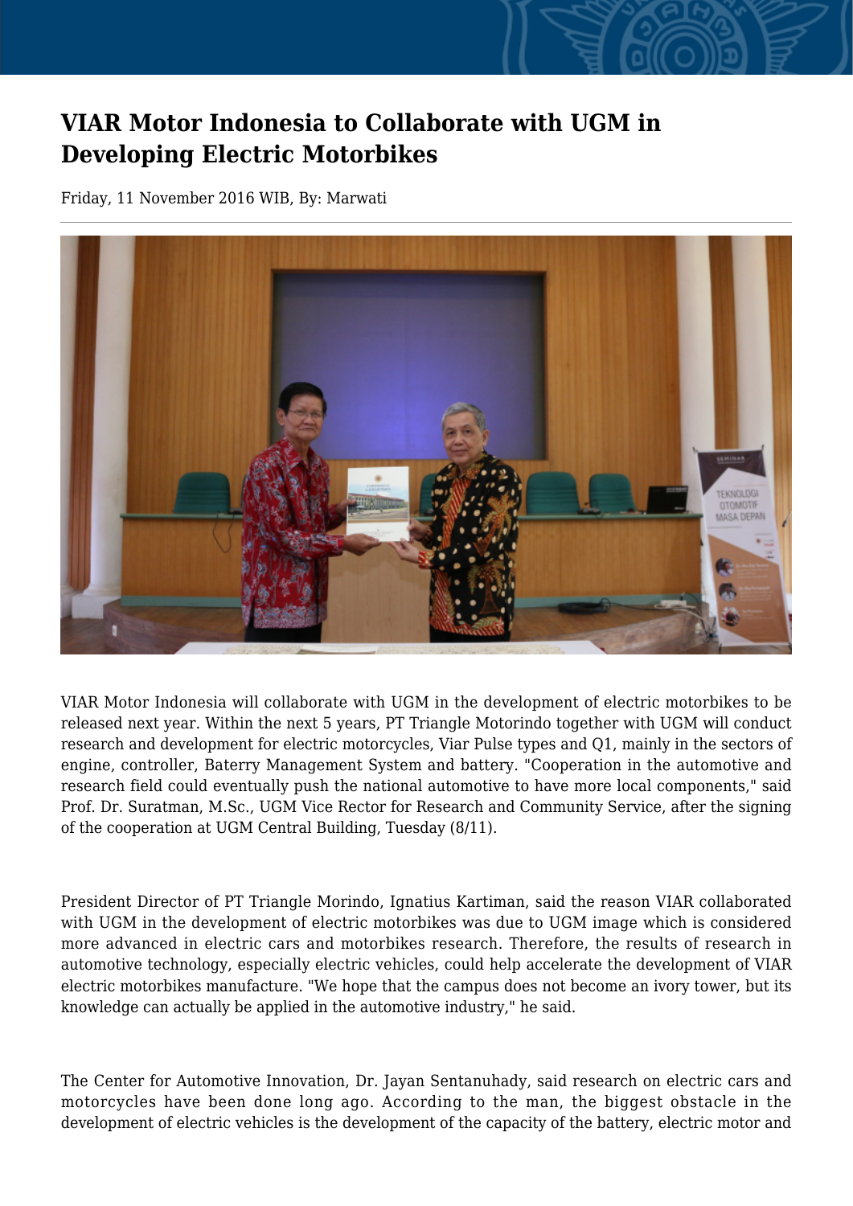# VIAR Motor Indonesia to Collaborate with UGM in Developing Electric Motorbikes

Friday, 11 November 2016 WIB, By: Marwati

VIAR Motor Indonesia will collaborate with UGM in the development of electric motorbikes to be released next year. Within the next 5 years, PT Triangle Motorindo together with UGM will conduct research and development for electric motorcycles, Viar Pulse types and Q1, mainly in the sectors of engine, controller, Baterry Management System and battery. "Cooperation in the automotive and research field could eventually push the national automotive to have more local components," said Prof. Dr. Suratman, M.Sc., UGM Vice Rector for Research and Community Service, after the signing of the cooperation at UGM Central Building, Tuesday (8/11).

President Director of PT Triangle Morindo, Ignatius Kartiman, said the reason VIAR collaborated with UGM in the development of electric motorbikes was due to UGM image which is considered more advanced in electric cars and motorbikes research. Therefore, the results of research in automotive technology, especially electric vehicles, could help accelerate the development of VIAR electric motorbikes manufacture. "We hope that the campus does not become an ivory tower, but its knowledge can actually be applied in the automotive industry," he said.

The Center for Automotive Innovation, Dr. Jayan Sentanuhady, said research on electric cars and motorcycles have been done long ago. According to the man, the biggest obstacle in the development of electric vehicles is the development of the capacity of the battery, electric motor and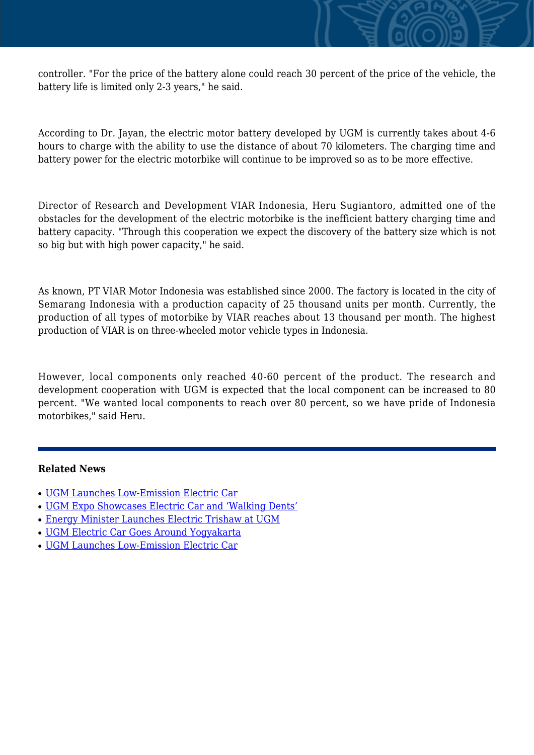controller. "For the price of the battery alone could reach 30 percent of the price of the vehicle, the battery life is limited only 2-3 years," he said.

According to Dr. Jayan, the electric motor battery developed by UGM is currently takes about 4-6 hours to charge with the ability to use the distance of about 70 kilometers. The charging time and battery power for the electric motorbike will continue to be improved so as to be more effective.

Director of Research and Development VIAR Indonesia, Heru Sugiantoro, admitted one of the obstacles for the development of the electric motorbike is the inefficient battery charging time and battery capacity. "Through this cooperation we expect the discovery of the battery size which is not so big but with high power capacity," he said.

As known, PT VIAR Motor Indonesia was established since 2000. The factory is located in the city of Semarang Indonesia with a production capacity of 25 thousand units per month. Currently, the production of all types of motorbike by VIAR reaches about 13 thousand per month. The highest production of VIAR is on three-wheeled motor vehicle types in Indonesia.

However, local components only reached 40-60 percent of the product. The research and development cooperation with UGM is expected that the local component can be increased to 80 percent. "We wanted local components to reach over 80 percent, so we have pride of Indonesia motorbikes," said Heru.

---

**Related News**

- UGM Launches Low-Emission Electric Car
- UGM Expo Showcases Electric Car and 'Walking Dents'
- Energy Minister Launches Electric Trishaw at UGM
- UGM Electric Car Goes Around Yogyakarta
- UGM Launches Low-Emission Electric Car